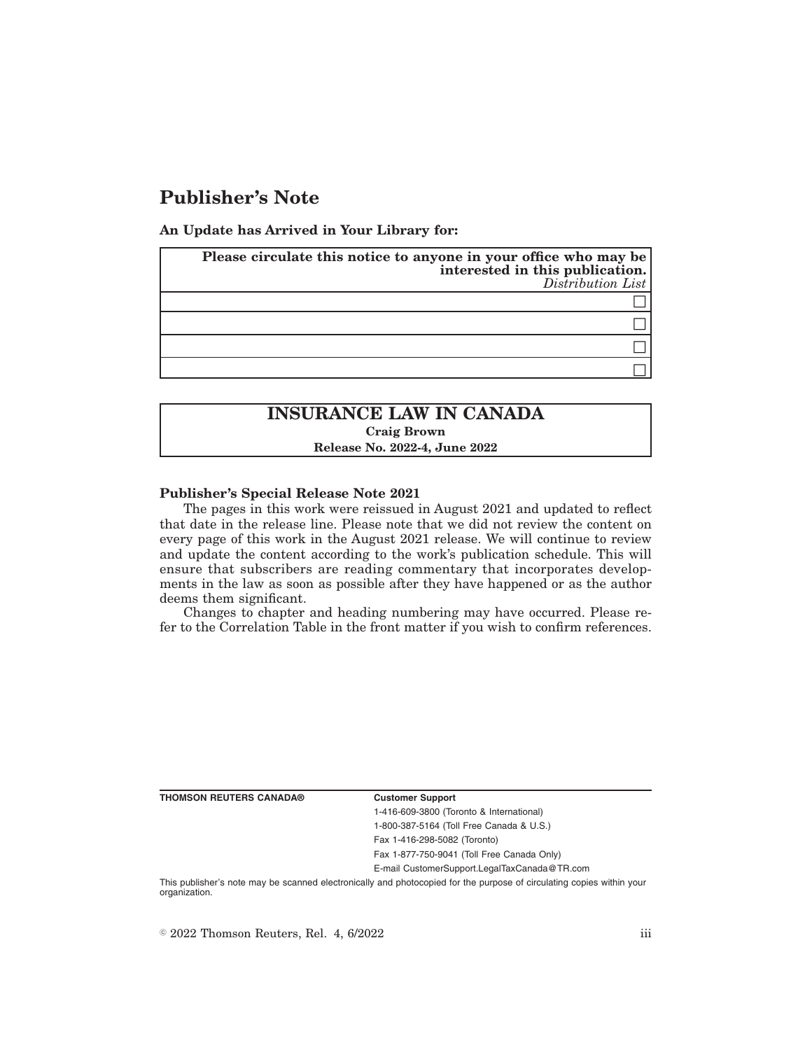# Publisher's Note

**An Update has Arrived in Your Library for:**

| **Please circulate this notice to anyone in your office who may be interested in this publication.** *Distribution List* |
| --- |
| ☐ |
| ☐ |
| ☐ |
| ☐ |

## INSURANCE LAW IN CANADA

**Craig Brown**

**Release No. 2022-4, June 2022**

**Publisher's Special Release Note 2021**

The pages in this work were reissued in August 2021 and updated to reflect that date in the release line. Please note that we did not review the content on every page of this work in the August 2021 release. We will continue to review and update the content according to the work's publication schedule. This will ensure that subscribers are reading commentary that incorporates developments in the law as soon as possible after they have happened or as the author deems them significant.

Changes to chapter and heading numbering may have occurred. Please refer to the Correlation Table in the front matter if you wish to confirm references.

**THOMSON REUTERS CANADA®**

**Customer Support**

1-416-609-3800 (Toronto & International)

1-800-387-5164 (Toll Free Canada & U.S.)

Fax 1-416-298-5082 (Toronto)

Fax 1-877-750-9041 (Toll Free Canada Only)

E-mail CustomerSupport.LegalTaxCanada@TR.com

This publisher's note may be scanned electronically and photocopied for the purpose of circulating copies within your organization.

© 2022 Thomson Reuters, Rel. 4, 6/2022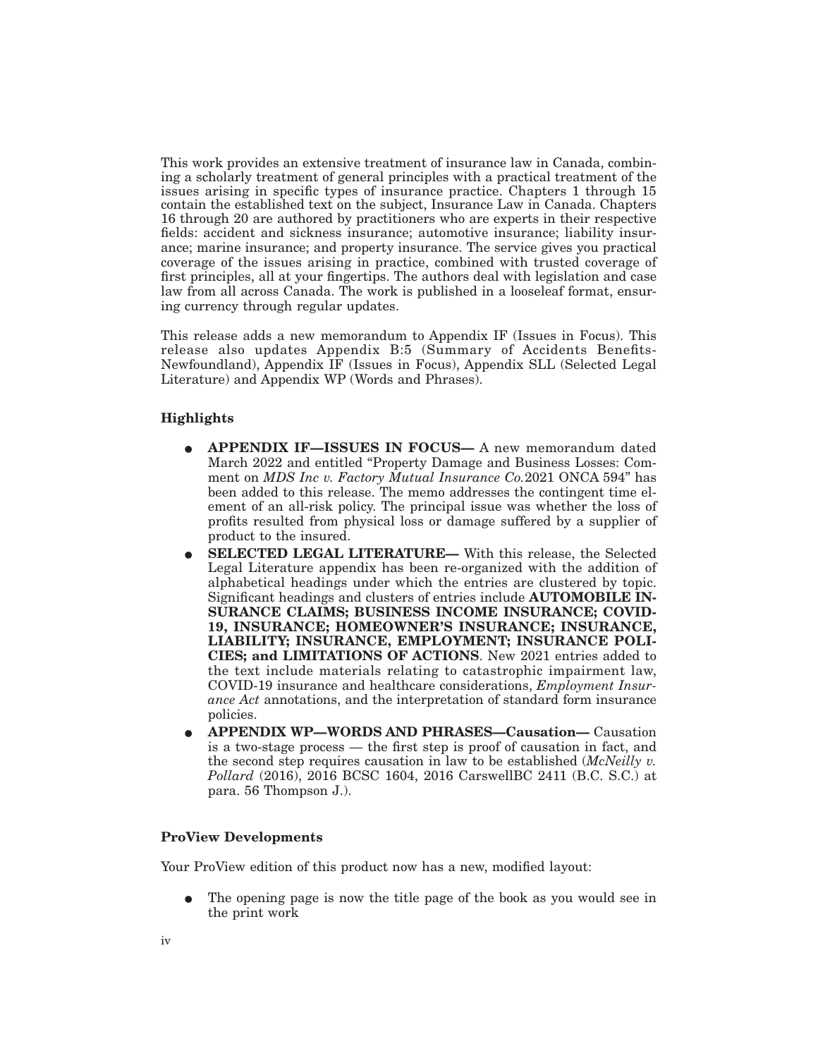This work provides an extensive treatment of insurance law in Canada, combining a scholarly treatment of general principles with a practical treatment of the issues arising in specific types of insurance practice. Chapters 1 through 15 contain the established text on the subject, Insurance Law in Canada. Chapters 16 through 20 are authored by practitioners who are experts in their respective fields: accident and sickness insurance; automotive insurance; liability insurance; marine insurance; and property insurance. The service gives you practical coverage of the issues arising in practice, combined with trusted coverage of first principles, all at your fingertips. The authors deal with legislation and case law from all across Canada. The work is published in a looseleaf format, ensuring currency through regular updates.

This release adds a new memorandum to Appendix IF (Issues in Focus). This release also updates Appendix B:5 (Summary of Accidents Benefits-Newfoundland), Appendix IF (Issues in Focus), Appendix SLL (Selected Legal Literature) and Appendix WP (Words and Phrases).

### Highlights

- **APPENDIX IF—ISSUES IN FOCUS—** A new memorandum dated March 2022 and entitled "Property Damage and Business Losses: Comment on *MDS Inc v. Factory Mutual Insurance Co.*2021 ONCA 594" has been added to this release. The memo addresses the contingent time element of an all-risk policy. The principal issue was whether the loss of profits resulted from physical loss or damage suffered by a supplier of product to the insured.
- **SELECTED LEGAL LITERATURE—** With this release, the Selected Legal Literature appendix has been re-organized with the addition of alphabetical headings under which the entries are clustered by topic. Significant headings and clusters of entries include **AUTOMOBILE INSURANCE CLAIMS; BUSINESS INCOME INSURANCE; COVID-19, INSURANCE; HOMEOWNER'S INSURANCE; INSURANCE, LIABILITY; INSURANCE, EMPLOYMENT; INSURANCE POLICIES; and LIMITATIONS OF ACTIONS**. New 2021 entries added to the text include materials relating to catastrophic impairment law, COVID-19 insurance and healthcare considerations, *Employment Insurance Act* annotations, and the interpretation of standard form insurance policies.
- **APPENDIX WP—WORDS AND PHRASES—Causation—** Causation is a two-stage process — the first step is proof of causation in fact, and the second step requires causation in law to be established (*McNeilly v. Pollard* (2016), 2016 BCSC 1604, 2016 CarswellBC 2411 (B.C. S.C.) at para. 56 Thompson J.).

### ProView Developments

Your ProView edition of this product now has a new, modified layout:

- The opening page is now the title page of the book as you would see in the print work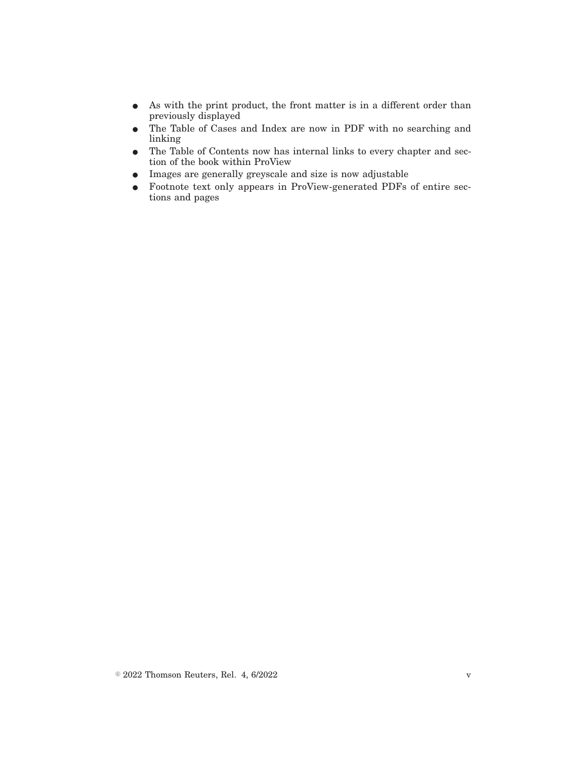- As with the print product, the front matter is in a different order than previously displayed
- The Table of Cases and Index are now in PDF with no searching and linking
- The Table of Contents now has internal links to every chapter and section of the book within ProView
- Images are generally greyscale and size is now adjustable
- Footnote text only appears in ProView-generated PDFs of entire sections and pages